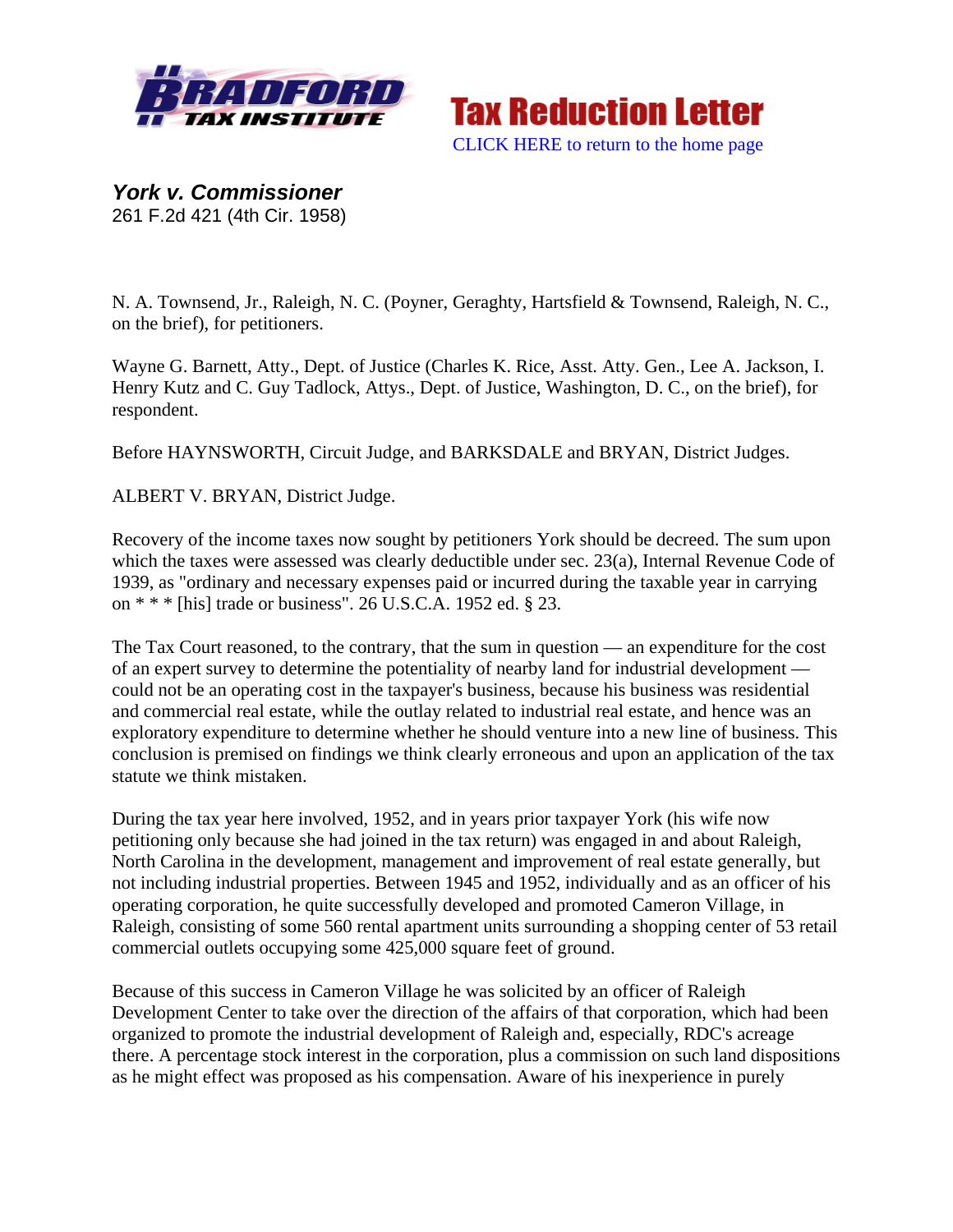**Tax Reduction Letter**

CLICK HERE to return to the home page

### *York v. Commissioner*

261 F.2d 421 (4th Cir. 1958)

N. A. Townsend, Jr., Raleigh, N. C. (Poyner, Geraghty, Hartsfield & Townsend, Raleigh, N. C., on the brief), for petitioners.

Wayne G. Barnett, Atty., Dept. of Justice (Charles K. Rice, Asst. Atty. Gen., Lee A. Jackson, I. Henry Kutz and C. Guy Tadlock, Attys., Dept. of Justice, Washington, D. C., on the brief), for respondent.

Before HAYNSWORTH, Circuit Judge, and BARKSDALE and BRYAN, District Judges.

ALBERT V. BRYAN, District Judge.

Recovery of the income taxes now sought by petitioners York should be decreed. The sum upon which the taxes were assessed was clearly deductible under sec. 23(a), Internal Revenue Code of 1939, as "ordinary and necessary expenses paid or incurred during the taxable year in carrying on * * * [his] trade or business". 26 U.S.C.A. 1952 ed. § 23.

The Tax Court reasoned, to the contrary, that the sum in question — an expenditure for the cost of an expert survey to determine the potentiality of nearby land for industrial development — could not be an operating cost in the taxpayer's business, because his business was residential and commercial real estate, while the outlay related to industrial real estate, and hence was an exploratory expenditure to determine whether he should venture into a new line of business. This conclusion is premised on findings we think clearly erroneous and upon an application of the tax statute we think mistaken.

During the tax year here involved, 1952, and in years prior taxpayer York (his wife now petitioning only because she had joined in the tax return) was engaged in and about Raleigh, North Carolina in the development, management and improvement of real estate generally, but not including industrial properties. Between 1945 and 1952, individually and as an officer of his operating corporation, he quite successfully developed and promoted Cameron Village, in Raleigh, consisting of some 560 rental apartment units surrounding a shopping center of 53 retail commercial outlets occupying some 425,000 square feet of ground.

Because of this success in Cameron Village he was solicited by an officer of Raleigh Development Center to take over the direction of the affairs of that corporation, which had been organized to promote the industrial development of Raleigh and, especially, RDC's acreage there. A percentage stock interest in the corporation, plus a commission on such land dispositions as he might effect was proposed as his compensation. Aware of his inexperience in purely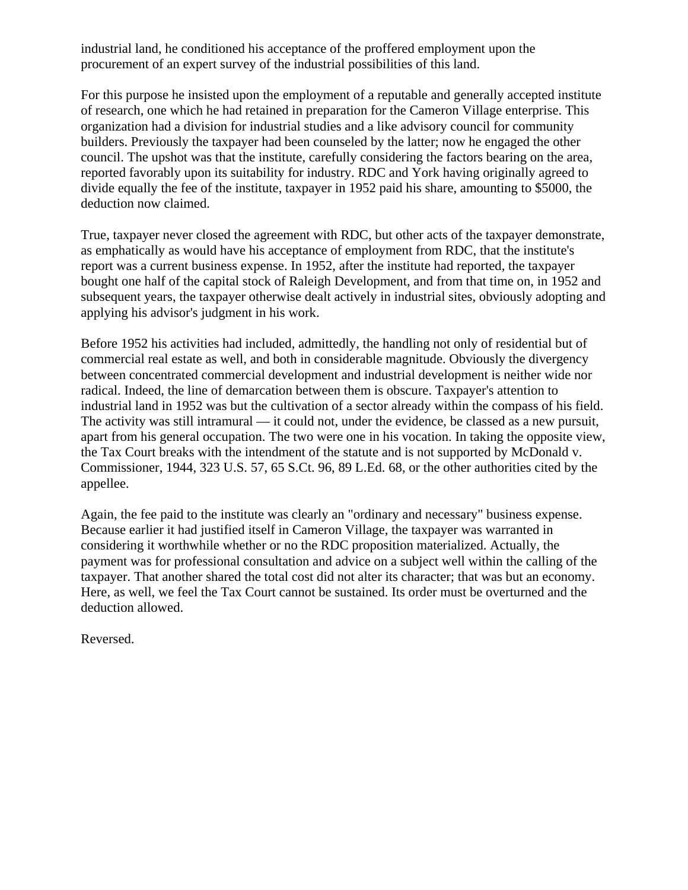industrial land, he conditioned his acceptance of the proffered employment upon the procurement of an expert survey of the industrial possibilities of this land.

For this purpose he insisted upon the employment of a reputable and generally accepted institute of research, one which he had retained in preparation for the Cameron Village enterprise. This organization had a division for industrial studies and a like advisory council for community builders. Previously the taxpayer had been counseled by the latter; now he engaged the other council. The upshot was that the institute, carefully considering the factors bearing on the area, reported favorably upon its suitability for industry. RDC and York having originally agreed to divide equally the fee of the institute, taxpayer in 1952 paid his share, amounting to $5000, the deduction now claimed.

True, taxpayer never closed the agreement with RDC, but other acts of the taxpayer demonstrate, as emphatically as would have his acceptance of employment from RDC, that the institute's report was a current business expense. In 1952, after the institute had reported, the taxpayer bought one half of the capital stock of Raleigh Development, and from that time on, in 1952 and subsequent years, the taxpayer otherwise dealt actively in industrial sites, obviously adopting and applying his advisor's judgment in his work.

Before 1952 his activities had included, admittedly, the handling not only of residential but of commercial real estate as well, and both in considerable magnitude. Obviously the divergency between concentrated commercial development and industrial development is neither wide nor radical. Indeed, the line of demarcation between them is obscure. Taxpayer's attention to industrial land in 1952 was but the cultivation of a sector already within the compass of his field. The activity was still intramural — it could not, under the evidence, be classed as a new pursuit, apart from his general occupation. The two were one in his vocation. In taking the opposite view, the Tax Court breaks with the intendment of the statute and is not supported by McDonald v. Commissioner, 1944, 323 U.S. 57, 65 S.Ct. 96, 89 L.Ed. 68, or the other authorities cited by the appellee.

Again, the fee paid to the institute was clearly an "ordinary and necessary" business expense. Because earlier it had justified itself in Cameron Village, the taxpayer was warranted in considering it worthwhile whether or no the RDC proposition materialized. Actually, the payment was for professional consultation and advice on a subject well within the calling of the taxpayer. That another shared the total cost did not alter its character; that was but an economy. Here, as well, we feel the Tax Court cannot be sustained. Its order must be overturned and the deduction allowed.

Reversed.